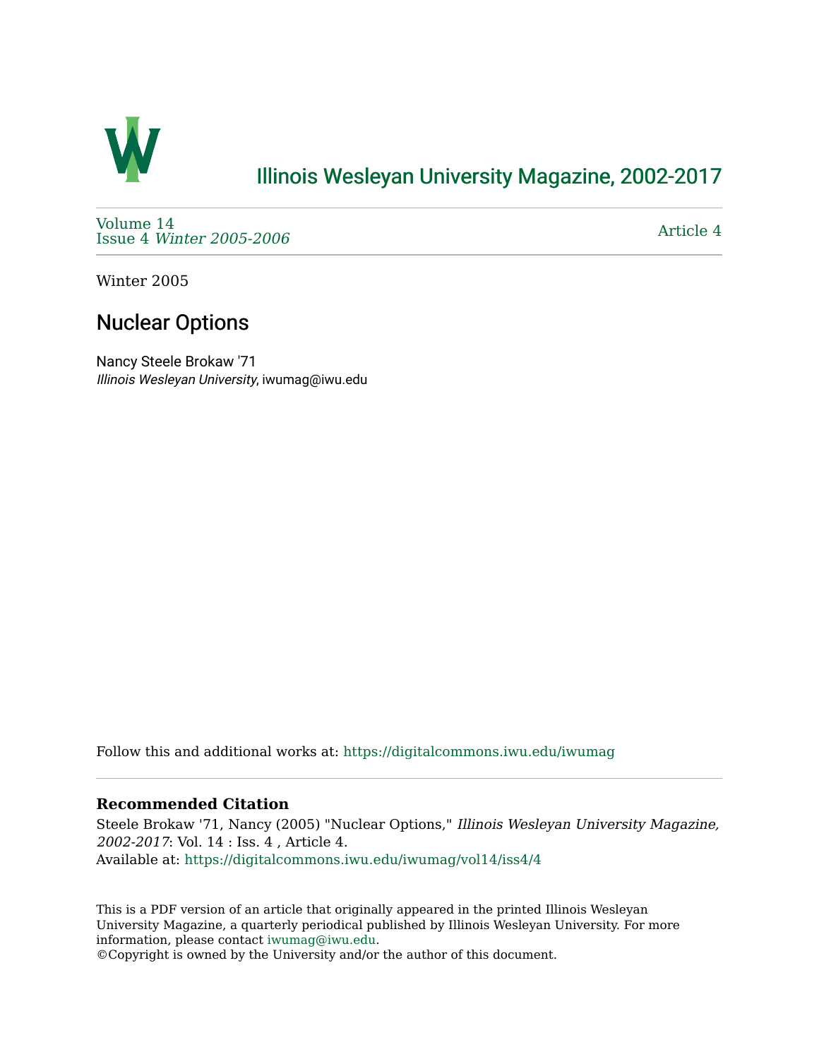# Illinois Wesleyan University Magazine, 2002-2017

Volume 14
Issue 4 *Winter 2005-2006*

Article 4

Winter 2005

## Nuclear Options

Nancy Steele Brokaw '71
*Illinois Wesleyan University*, iwumag@iwu.edu

Follow this and additional works at: https://digitalcommons.iwu.edu/iwumag

### Recommended Citation

Steele Brokaw '71, Nancy (2005) "Nuclear Options," *Illinois Wesleyan University Magazine, 2002-2017*: Vol. 14 : Iss. 4 , Article 4.
Available at: https://digitalcommons.iwu.edu/iwumag/vol14/iss4/4

This is a PDF version of an article that originally appeared in the printed Illinois Wesleyan University Magazine, a quarterly periodical published by Illinois Wesleyan University. For more information, please contact iwumag@iwu.edu.
©Copyright is owned by the University and/or the author of this document.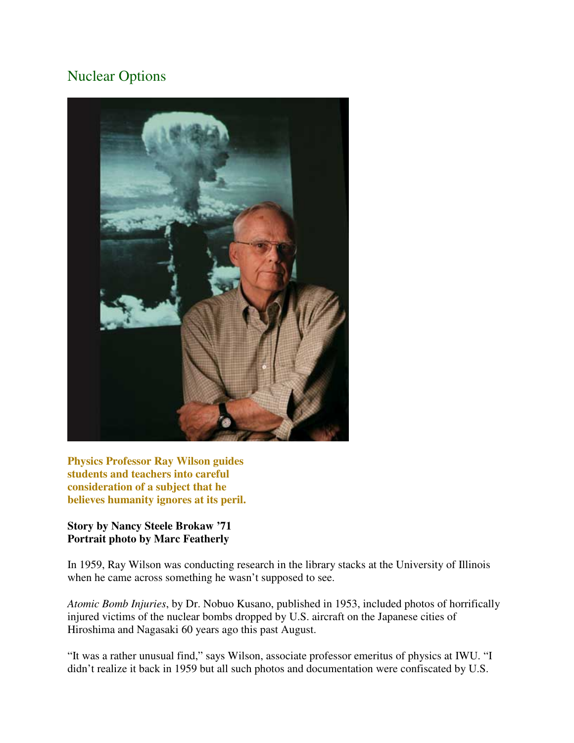# Nuclear Options

**Physics Professor Ray Wilson guides students and teachers into careful consideration of a subject that he believes humanity ignores at its peril.**

**Story by Nancy Steele Brokaw '71**
**Portrait photo by Marc Featherly**

In 1959, Ray Wilson was conducting research in the library stacks at the University of Illinois when he came across something he wasn't supposed to see.

*Atomic Bomb Injuries*, by Dr. Nobuo Kusano, published in 1953, included photos of horrifically injured victims of the nuclear bombs dropped by U.S. aircraft on the Japanese cities of Hiroshima and Nagasaki 60 years ago this past August.

"It was a rather unusual find," says Wilson, associate professor emeritus of physics at IWU. "I didn't realize it back in 1959 but all such photos and documentation were confiscated by U.S.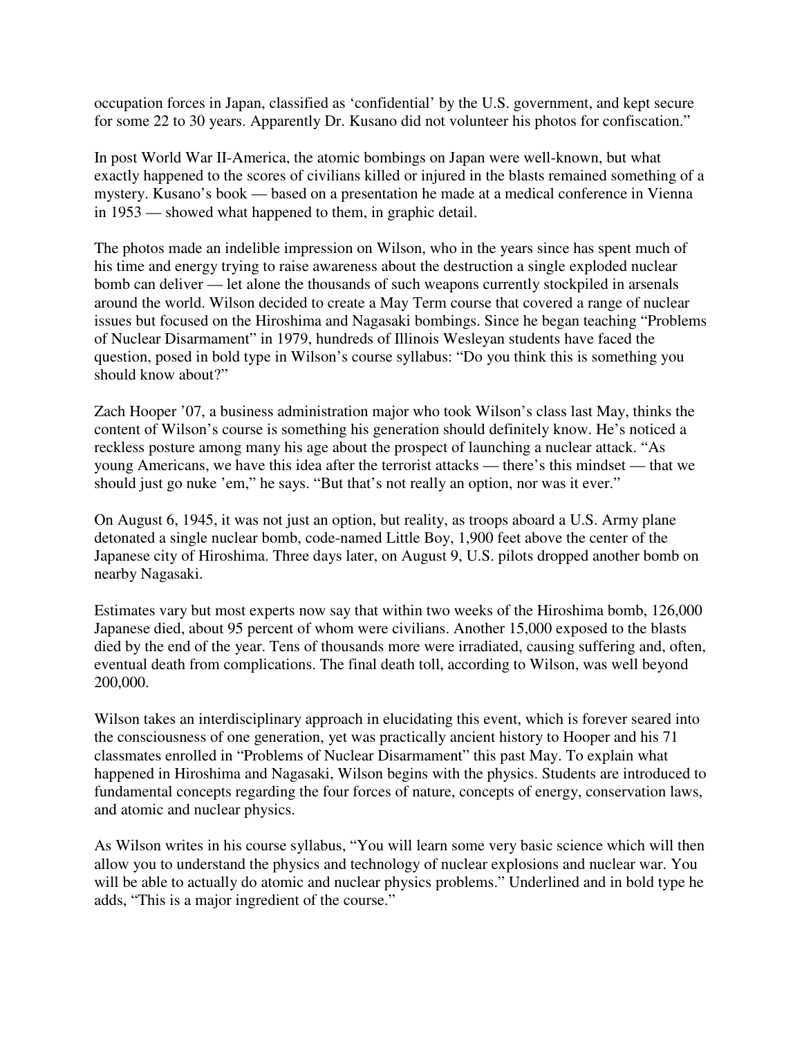occupation forces in Japan, classified as 'confidential' by the U.S. government, and kept secure for some 22 to 30 years. Apparently Dr. Kusano did not volunteer his photos for confiscation."

In post World War II-America, the atomic bombings on Japan were well-known, but what exactly happened to the scores of civilians killed or injured in the blasts remained something of a mystery. Kusano's book — based on a presentation he made at a medical conference in Vienna in 1953 — showed what happened to them, in graphic detail.

The photos made an indelible impression on Wilson, who in the years since has spent much of his time and energy trying to raise awareness about the destruction a single exploded nuclear bomb can deliver — let alone the thousands of such weapons currently stockpiled in arsenals around the world. Wilson decided to create a May Term course that covered a range of nuclear issues but focused on the Hiroshima and Nagasaki bombings. Since he began teaching "Problems of Nuclear Disarmament" in 1979, hundreds of Illinois Wesleyan students have faced the question, posed in bold type in Wilson's course syllabus: "Do you think this is something you should know about?"

Zach Hooper '07, a business administration major who took Wilson's class last May, thinks the content of Wilson's course is something his generation should definitely know. He's noticed a reckless posture among many his age about the prospect of launching a nuclear attack. "As young Americans, we have this idea after the terrorist attacks — there's this mindset — that we should just go nuke 'em," he says. "But that's not really an option, nor was it ever."

On August 6, 1945, it was not just an option, but reality, as troops aboard a U.S. Army plane detonated a single nuclear bomb, code-named Little Boy, 1,900 feet above the center of the Japanese city of Hiroshima. Three days later, on August 9, U.S. pilots dropped another bomb on nearby Nagasaki.

Estimates vary but most experts now say that within two weeks of the Hiroshima bomb, 126,000 Japanese died, about 95 percent of whom were civilians. Another 15,000 exposed to the blasts died by the end of the year. Tens of thousands more were irradiated, causing suffering and, often, eventual death from complications. The final death toll, according to Wilson, was well beyond 200,000.

Wilson takes an interdisciplinary approach in elucidating this event, which is forever seared into the consciousness of one generation, yet was practically ancient history to Hooper and his 71 classmates enrolled in "Problems of Nuclear Disarmament" this past May. To explain what happened in Hiroshima and Nagasaki, Wilson begins with the physics. Students are introduced to fundamental concepts regarding the four forces of nature, concepts of energy, conservation laws, and atomic and nuclear physics.

As Wilson writes in his course syllabus, "You will learn some very basic science which will then allow you to understand the physics and technology of nuclear explosions and nuclear war. You will be able to actually do atomic and nuclear physics problems." Underlined and in bold type he adds, "This is a major ingredient of the course."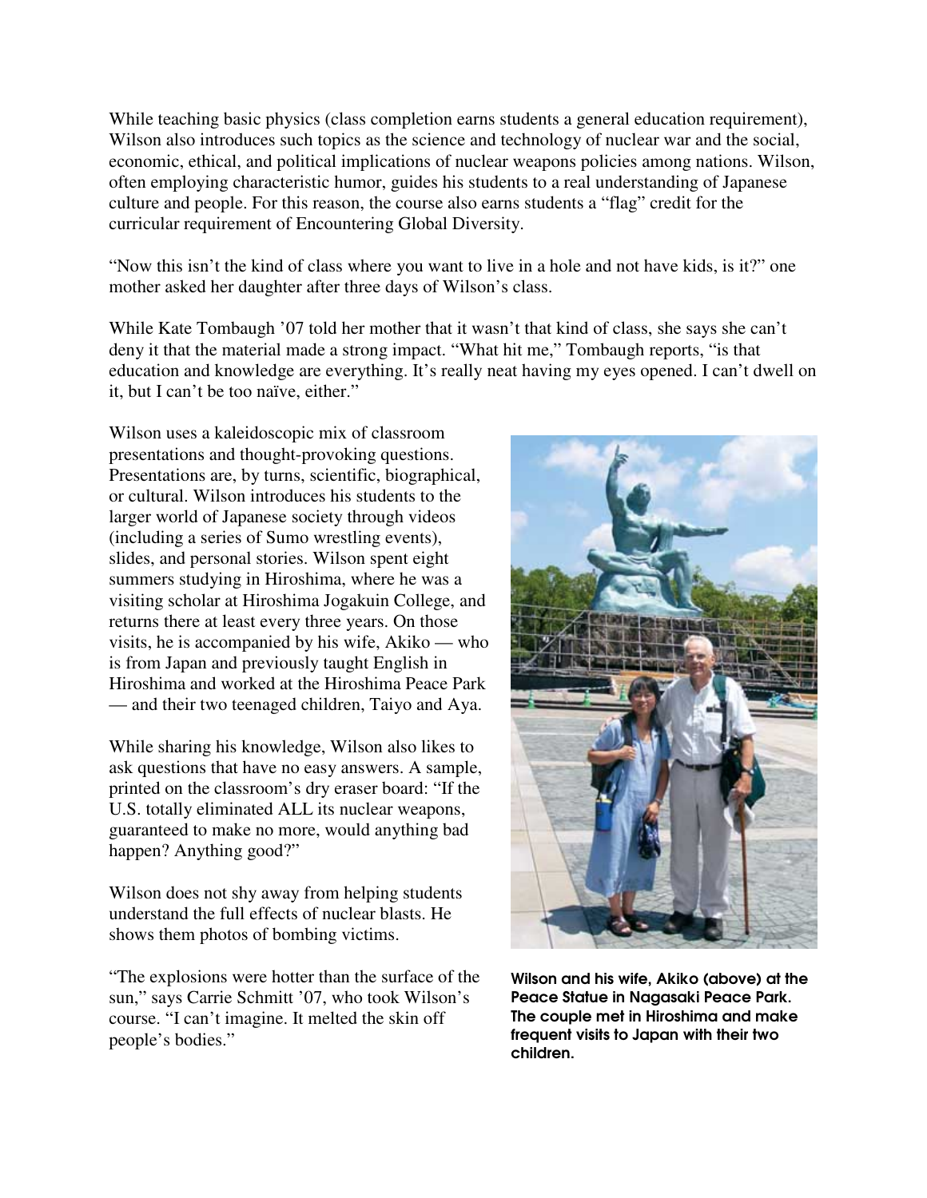While teaching basic physics (class completion earns students a general education requirement), Wilson also introduces such topics as the science and technology of nuclear war and the social, economic, ethical, and political implications of nuclear weapons policies among nations. Wilson, often employing characteristic humor, guides his students to a real understanding of Japanese culture and people. For this reason, the course also earns students a "flag" credit for the curricular requirement of Encountering Global Diversity.

"Now this isn't the kind of class where you want to live in a hole and not have kids, is it?" one mother asked her daughter after three days of Wilson's class.

While Kate Tombaugh '07 told her mother that it wasn't that kind of class, she says she can't deny it that the material made a strong impact. "What hit me," Tombaugh reports, "is that education and knowledge are everything. It's really neat having my eyes opened. I can't dwell on it, but I can't be too naïve, either."

Wilson uses a kaleidoscopic mix of classroom presentations and thought-provoking questions. Presentations are, by turns, scientific, biographical, or cultural. Wilson introduces his students to the larger world of Japanese society through videos (including a series of Sumo wrestling events), slides, and personal stories. Wilson spent eight summers studying in Hiroshima, where he was a visiting scholar at Hiroshima Jogakuin College, and returns there at least every three years. On those visits, he is accompanied by his wife, Akiko — who is from Japan and previously taught English in Hiroshima and worked at the Hiroshima Peace Park — and their two teenaged children, Taiyo and Aya.

While sharing his knowledge, Wilson also likes to ask questions that have no easy answers. A sample, printed on the classroom's dry eraser board: "If the U.S. totally eliminated ALL its nuclear weapons, guaranteed to make no more, would anything bad happen? Anything good?"

Wilson does not shy away from helping students understand the full effects of nuclear blasts. He shows them photos of bombing victims.

"The explosions were hotter than the surface of the sun," says Carrie Schmitt '07, who took Wilson's course. "I can't imagine. It melted the skin off people's bodies."

**Wilson and his wife, Akiko (above) at the Peace Statue in Nagasaki Peace Park. The couple met in Hiroshima and make frequent visits to Japan with their two children.**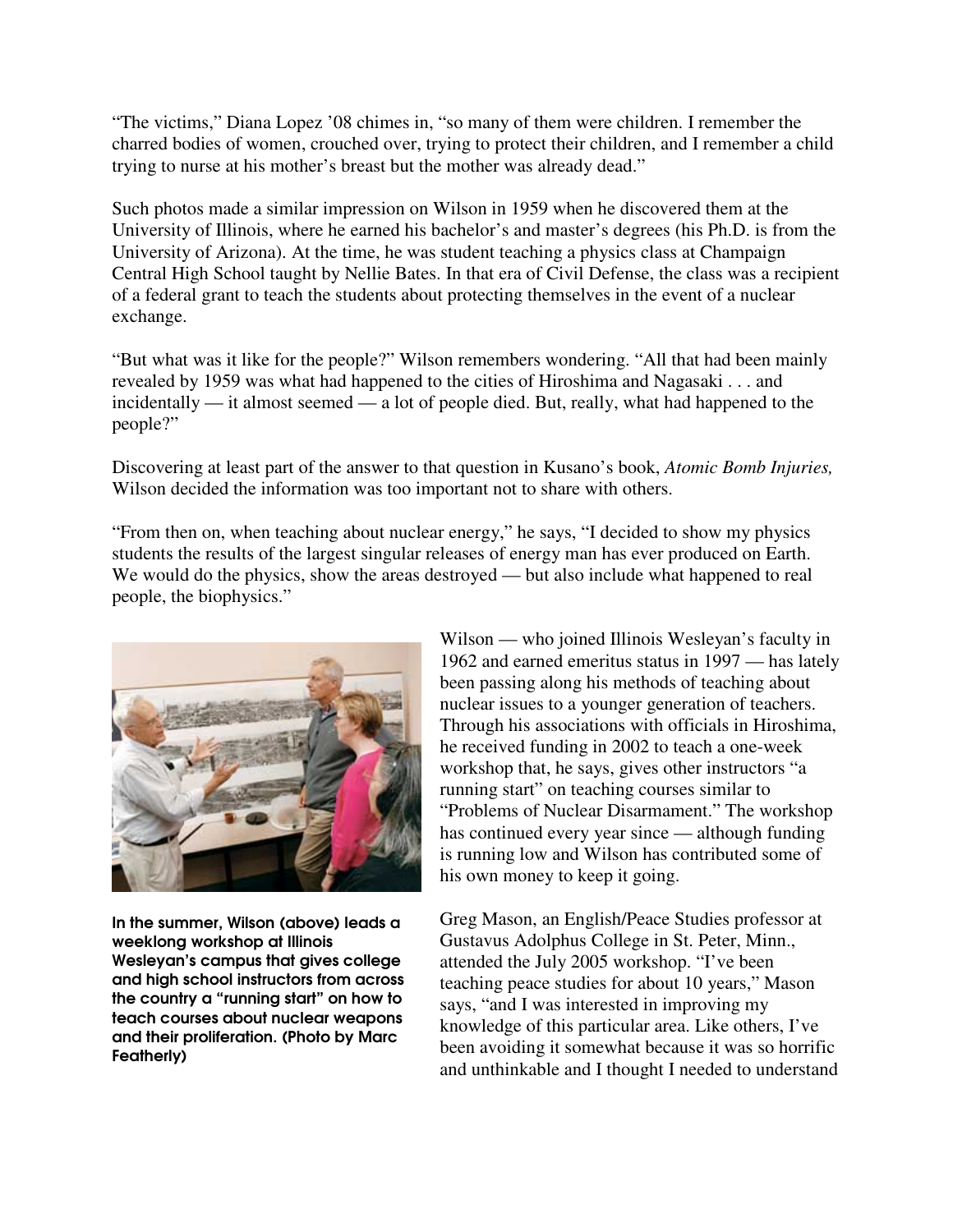"The victims," Diana Lopez '08 chimes in, "so many of them were children. I remember the charred bodies of women, crouched over, trying to protect their children, and I remember a child trying to nurse at his mother's breast but the mother was already dead."

Such photos made a similar impression on Wilson in 1959 when he discovered them at the University of Illinois, where he earned his bachelor's and master's degrees (his Ph.D. is from the University of Arizona). At the time, he was student teaching a physics class at Champaign Central High School taught by Nellie Bates. In that era of Civil Defense, the class was a recipient of a federal grant to teach the students about protecting themselves in the event of a nuclear exchange.

"But what was it like for the people?" Wilson remembers wondering. "All that had been mainly revealed by 1959 was what had happened to the cities of Hiroshima and Nagasaki . . . and incidentally — it almost seemed — a lot of people died. But, really, what had happened to the people?"

Discovering at least part of the answer to that question in Kusano's book, *Atomic Bomb Injuries,* Wilson decided the information was too important not to share with others.

"From then on, when teaching about nuclear energy," he says, "I decided to show my physics students the results of the largest singular releases of energy man has ever produced on Earth. We would do the physics, show the areas destroyed — but also include what happened to real people, the biophysics."

**In the summer, Wilson (above) leads a weeklong workshop at Illinois Wesleyan's campus that gives college and high school instructors from across the country a "running start" on how to teach courses about nuclear weapons and their proliferation. (Photo by Marc Featherly)**

Wilson — who joined Illinois Wesleyan's faculty in 1962 and earned emeritus status in 1997 — has lately been passing along his methods of teaching about nuclear issues to a younger generation of teachers. Through his associations with officials in Hiroshima, he received funding in 2002 to teach a one-week workshop that, he says, gives other instructors "a running start" on teaching courses similar to "Problems of Nuclear Disarmament." The workshop has continued every year since — although funding is running low and Wilson has contributed some of his own money to keep it going.

Greg Mason, an English/Peace Studies professor at Gustavus Adolphus College in St. Peter, Minn., attended the July 2005 workshop. "I've been teaching peace studies for about 10 years," Mason says, "and I was interested in improving my knowledge of this particular area. Like others, I've been avoiding it somewhat because it was so horrific and unthinkable and I thought I needed to understand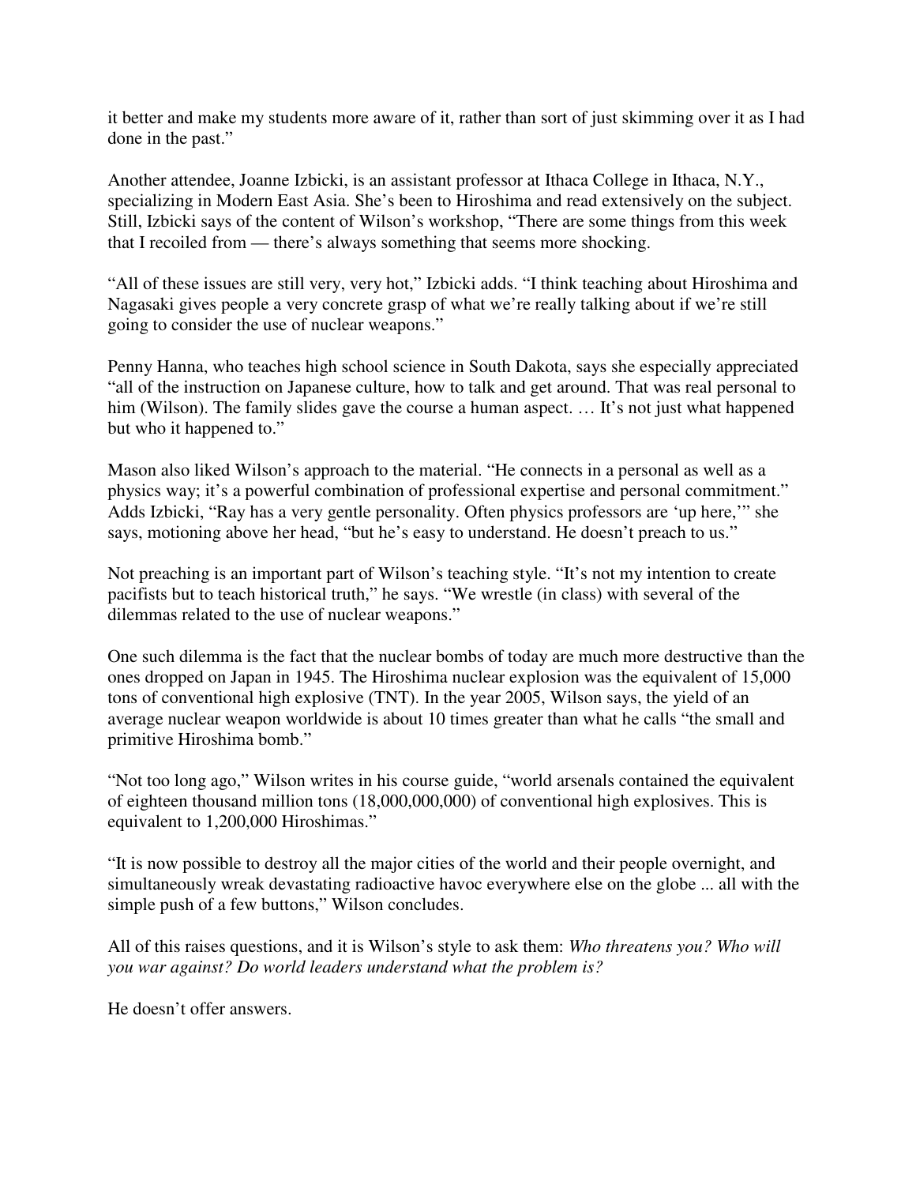it better and make my students more aware of it, rather than sort of just skimming over it as I had done in the past."

Another attendee, Joanne Izbicki, is an assistant professor at Ithaca College in Ithaca, N.Y., specializing in Modern East Asia. She's been to Hiroshima and read extensively on the subject. Still, Izbicki says of the content of Wilson's workshop, "There are some things from this week that I recoiled from — there's always something that seems more shocking.

"All of these issues are still very, very hot," Izbicki adds. "I think teaching about Hiroshima and Nagasaki gives people a very concrete grasp of what we're really talking about if we're still going to consider the use of nuclear weapons."

Penny Hanna, who teaches high school science in South Dakota, says she especially appreciated "all of the instruction on Japanese culture, how to talk and get around. That was real personal to him (Wilson). The family slides gave the course a human aspect. … It's not just what happened but who it happened to."

Mason also liked Wilson's approach to the material. "He connects in a personal as well as a physics way; it's a powerful combination of professional expertise and personal commitment." Adds Izbicki, "Ray has a very gentle personality. Often physics professors are 'up here,'" she says, motioning above her head, "but he's easy to understand. He doesn't preach to us."

Not preaching is an important part of Wilson's teaching style. "It's not my intention to create pacifists but to teach historical truth," he says. "We wrestle (in class) with several of the dilemmas related to the use of nuclear weapons."

One such dilemma is the fact that the nuclear bombs of today are much more destructive than the ones dropped on Japan in 1945. The Hiroshima nuclear explosion was the equivalent of 15,000 tons of conventional high explosive (TNT). In the year 2005, Wilson says, the yield of an average nuclear weapon worldwide is about 10 times greater than what he calls "the small and primitive Hiroshima bomb."

"Not too long ago," Wilson writes in his course guide, "world arsenals contained the equivalent of eighteen thousand million tons (18,000,000,000) of conventional high explosives. This is equivalent to 1,200,000 Hiroshimas."

"It is now possible to destroy all the major cities of the world and their people overnight, and simultaneously wreak devastating radioactive havoc everywhere else on the globe ... all with the simple push of a few buttons," Wilson concludes.

All of this raises questions, and it is Wilson's style to ask them: *Who threatens you? Who will you war against? Do world leaders understand what the problem is?*

He doesn't offer answers.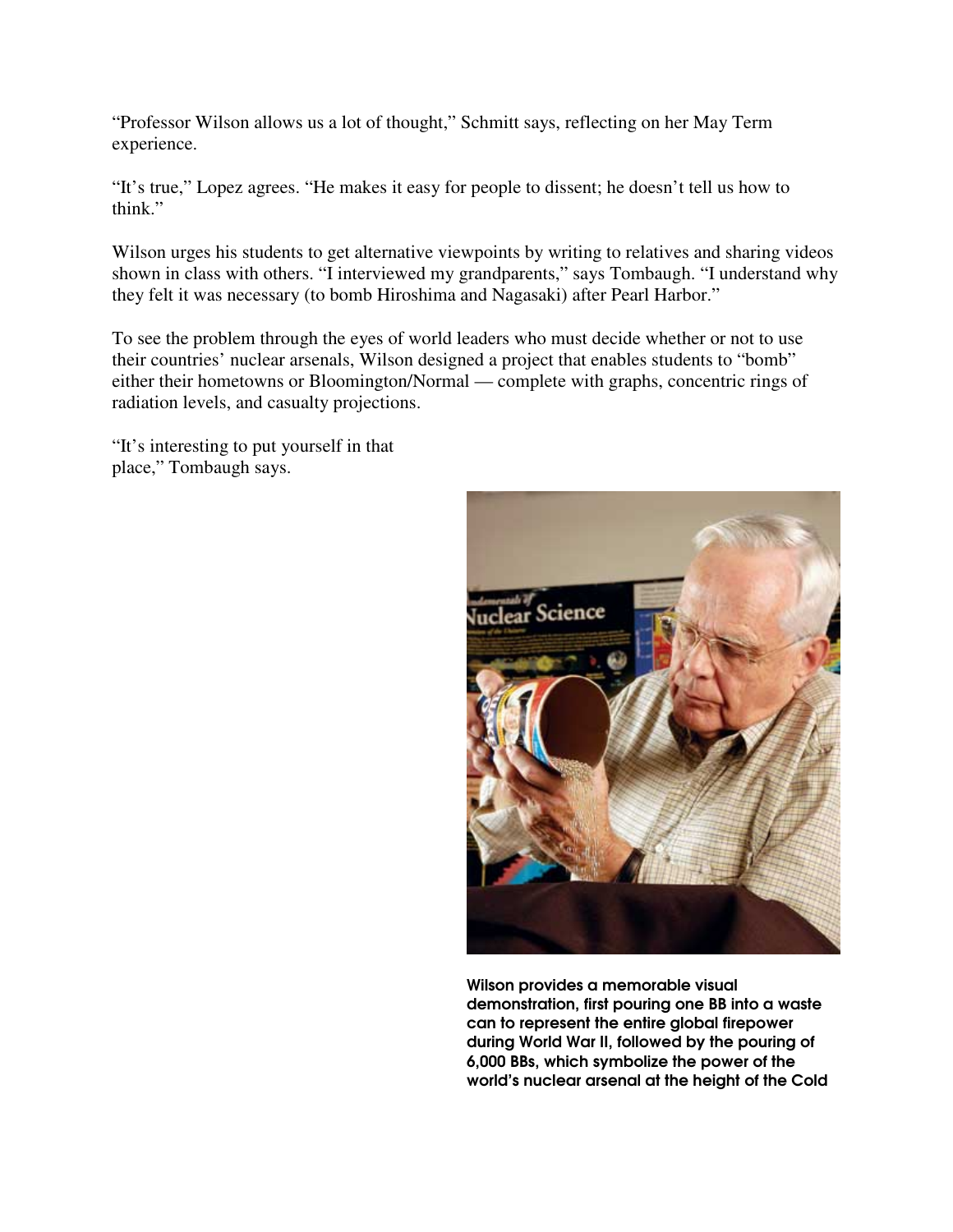"Professor Wilson allows us a lot of thought," Schmitt says, reflecting on her May Term experience.

"It's true," Lopez agrees. "He makes it easy for people to dissent; he doesn't tell us how to think."

Wilson urges his students to get alternative viewpoints by writing to relatives and sharing videos shown in class with others. "I interviewed my grandparents," says Tombaugh. "I understand why they felt it was necessary (to bomb Hiroshima and Nagasaki) after Pearl Harbor."

To see the problem through the eyes of world leaders who must decide whether or not to use their countries' nuclear arsenals, Wilson designed a project that enables students to "bomb" either their hometowns or Bloomington/Normal — complete with graphs, concentric rings of radiation levels, and casualty projections.

"It's interesting to put yourself in that place," Tombaugh says.

**Wilson provides a memorable visual demonstration, first pouring one BB into a waste can to represent the entire global firepower during World War II, followed by the pouring of 6,000 BBs, which symbolize the power of the world's nuclear arsenal at the height of the Cold**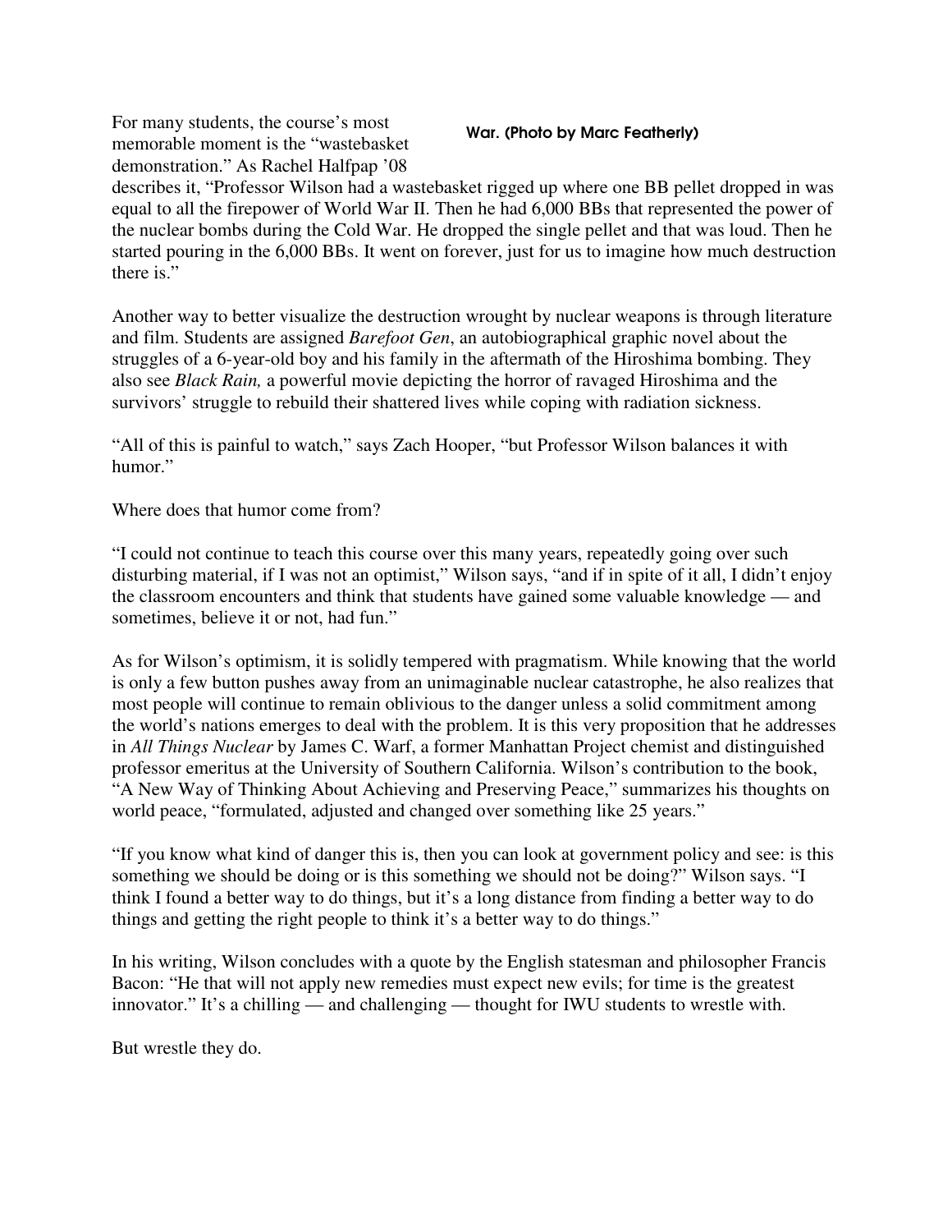War. (Photo by Marc Featherly)

For many students, the course's most memorable moment is the "wastebasket demonstration." As Rachel Halfpap '08 describes it, "Professor Wilson had a wastebasket rigged up where one BB pellet dropped in was equal to all the firepower of World War II. Then he had 6,000 BBs that represented the power of the nuclear bombs during the Cold War. He dropped the single pellet and that was loud. Then he started pouring in the 6,000 BBs. It went on forever, just for us to imagine how much destruction there is."

Another way to better visualize the destruction wrought by nuclear weapons is through literature and film. Students are assigned *Barefoot Gen*, an autobiographical graphic novel about the struggles of a 6-year-old boy and his family in the aftermath of the Hiroshima bombing. They also see *Black Rain,* a powerful movie depicting the horror of ravaged Hiroshima and the survivors' struggle to rebuild their shattered lives while coping with radiation sickness.

"All of this is painful to watch," says Zach Hooper, "but Professor Wilson balances it with humor."

Where does that humor come from?

"I could not continue to teach this course over this many years, repeatedly going over such disturbing material, if I was not an optimist," Wilson says, "and if in spite of it all, I didn't enjoy the classroom encounters and think that students have gained some valuable knowledge — and sometimes, believe it or not, had fun."

As for Wilson's optimism, it is solidly tempered with pragmatism. While knowing that the world is only a few button pushes away from an unimaginable nuclear catastrophe, he also realizes that most people will continue to remain oblivious to the danger unless a solid commitment among the world's nations emerges to deal with the problem. It is this very proposition that he addresses in *All Things Nuclear* by James C. Warf, a former Manhattan Project chemist and distinguished professor emeritus at the University of Southern California. Wilson's contribution to the book, "A New Way of Thinking About Achieving and Preserving Peace," summarizes his thoughts on world peace, "formulated, adjusted and changed over something like 25 years."

"If you know what kind of danger this is, then you can look at government policy and see: is this something we should be doing or is this something we should not be doing?" Wilson says. "I think I found a better way to do things, but it's a long distance from finding a better way to do things and getting the right people to think it's a better way to do things."

In his writing, Wilson concludes with a quote by the English statesman and philosopher Francis Bacon: "He that will not apply new remedies must expect new evils; for time is the greatest innovator." It's a chilling — and challenging — thought for IWU students to wrestle with.

But wrestle they do.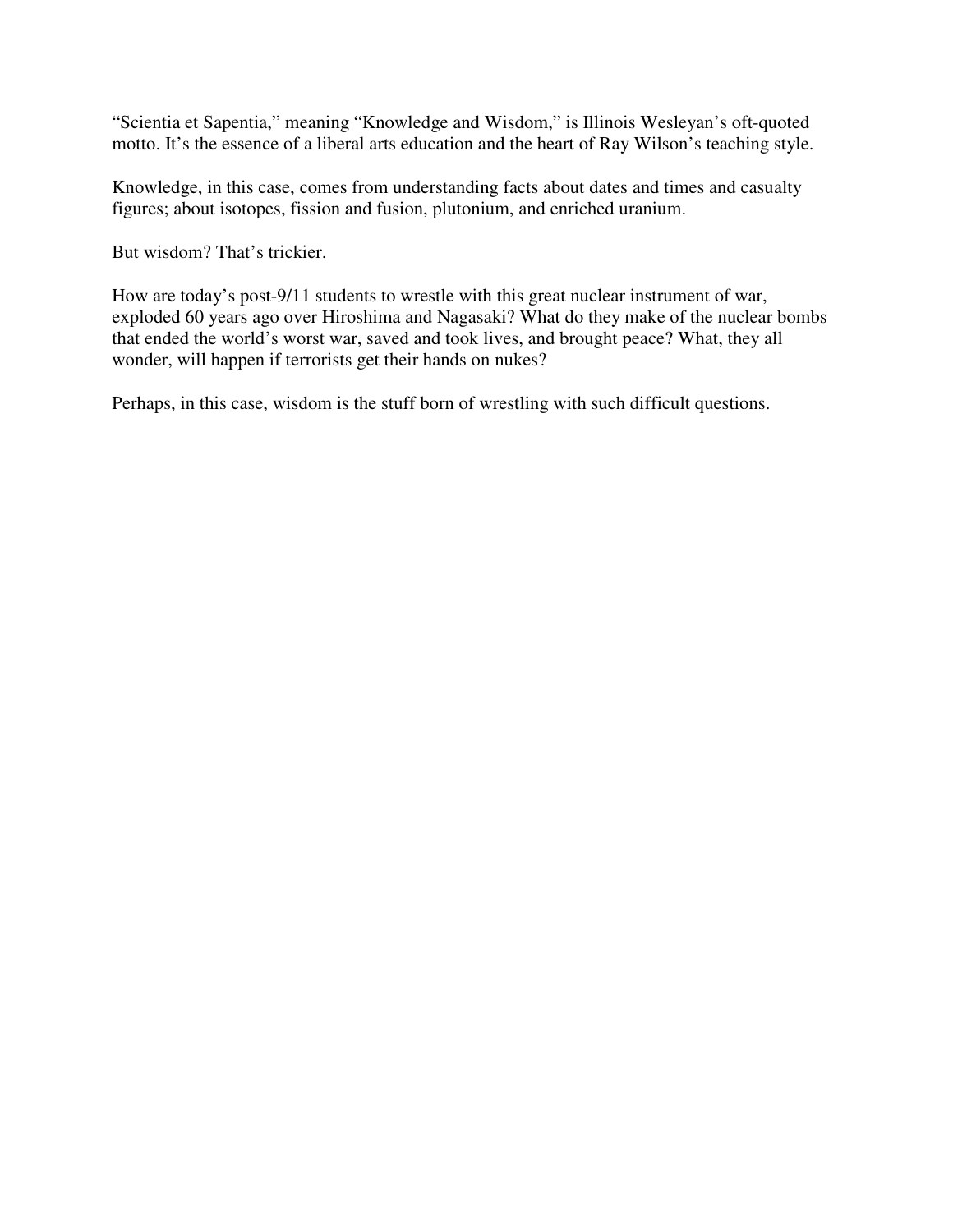“Scientia et Sapentia,” meaning “Knowledge and Wisdom,” is Illinois Wesleyan’s oft-quoted motto. It’s the essence of a liberal arts education and the heart of Ray Wilson’s teaching style.

Knowledge, in this case, comes from understanding facts about dates and times and casualty figures; about isotopes, fission and fusion, plutonium, and enriched uranium.

But wisdom? That’s trickier.

How are today’s post-9/11 students to wrestle with this great nuclear instrument of war, exploded 60 years ago over Hiroshima and Nagasaki? What do they make of the nuclear bombs that ended the world’s worst war, saved and took lives, and brought peace? What, they all wonder, will happen if terrorists get their hands on nukes?

Perhaps, in this case, wisdom is the stuff born of wrestling with such difficult questions.